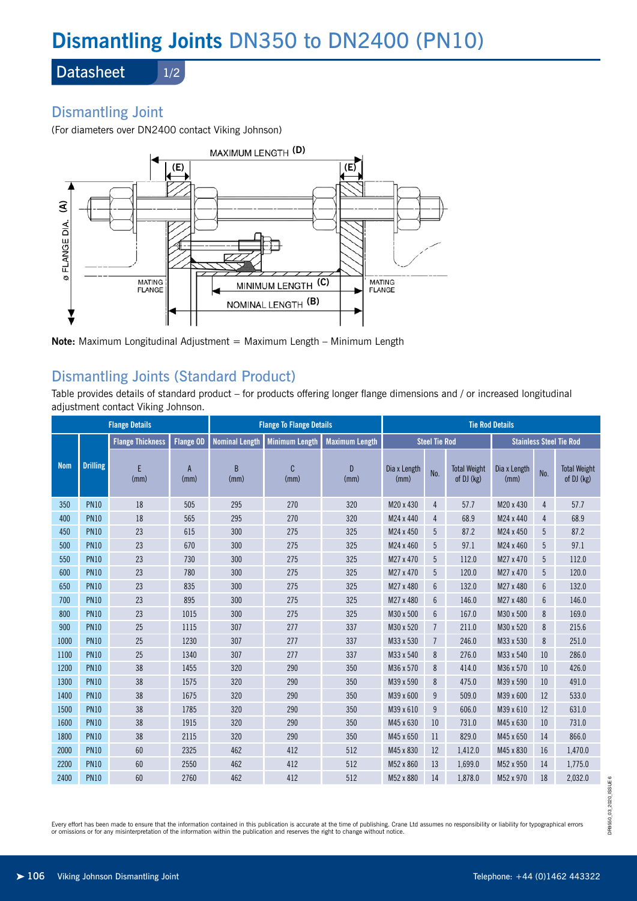# Dismantling Joints DN350 to DN2400 (PN10)

## Datasheet 1/2

## Dismantling Joint

(For diameters over DN2400 contact Viking Johnson)

**Note:** Maximum Longitudinal Adjustment = Maximum Length – Minimum Length

## Dismantling Joints (Standard Product)

Table provides details of standard product – for products offering longer flange dimensions and / or increased longitudinal adjustment contact Viking Johnson.

| | | Flange Details | | Flange To Flange Details | | | Tie Rod Details | | | | | |
|---|---|---|---|---|---|---|---|---|---|---|---|---|
| | | Flange Thickness | Flange OD | Nominal Length | Minimum Length | Maximum Length | Steel Tie Rod | | | Stainless Steel Tie Rod | | |
| Nom | Drilling | E (mm) | A (mm) | B (mm) | C (mm) | D (mm) | Dia x Length (mm) | No. | Total Weight of DJ (kg) | Dia x Length (mm) | No. | Total Weight of DJ (kg) |
| 350 | PN10 | 18 | 505 | 295 | 270 | 320 | M20 x 430 | 4 | 57.7 | M20 x 430 | 4 | 57.7 |
| 400 | PN10 | 18 | 565 | 295 | 270 | 320 | M24 x 440 | 4 | 68.9 | M24 x 440 | 4 | 68.9 |
| 450 | PN10 | 23 | 615 | 300 | 275 | 325 | M24 x 450 | 5 | 87.2 | M24 x 450 | 5 | 87.2 |
| 500 | PN10 | 23 | 670 | 300 | 275 | 325 | M24 x 460 | 5 | 97.1 | M24 x 460 | 5 | 97.1 |
| 550 | PN10 | 23 | 730 | 300 | 275 | 325 | M27 x 470 | 5 | 112.0 | M27 x 470 | 5 | 112.0 |
| 600 | PN10 | 23 | 780 | 300 | 275 | 325 | M27 x 470 | 5 | 120.0 | M27 x 470 | 5 | 120.0 |
| 650 | PN10 | 23 | 835 | 300 | 275 | 325 | M27 x 480 | 6 | 132.0 | M27 x 480 | 6 | 132.0 |
| 700 | PN10 | 23 | 895 | 300 | 275 | 325 | M27 x 480 | 6 | 146.0 | M27 x 480 | 6 | 146.0 |
| 800 | PN10 | 23 | 1015 | 300 | 275 | 325 | M30 x 500 | 6 | 167.0 | M30 x 500 | 8 | 169.0 |
| 900 | PN10 | 25 | 1115 | 307 | 277 | 337 | M30 x 520 | 7 | 211.0 | M30 x 520 | 8 | 215.6 |
| 1000 | PN10 | 25 | 1230 | 307 | 277 | 337 | M33 x 530 | 7 | 246.0 | M33 x 530 | 8 | 251.0 |
| 1100 | PN10 | 25 | 1340 | 307 | 277 | 337 | M33 x 540 | 8 | 276.0 | M33 x 540 | 10 | 286.0 |
| 1200 | PN10 | 38 | 1455 | 320 | 290 | 350 | M36 x 570 | 8 | 414.0 | M36 x 570 | 10 | 426.0 |
| 1300 | PN10 | 38 | 1575 | 320 | 290 | 350 | M39 x 590 | 8 | 475.0 | M39 x 590 | 10 | 491.0 |
| 1400 | PN10 | 38 | 1675 | 320 | 290 | 350 | M39 x 600 | 9 | 509.0 | M39 x 600 | 12 | 533.0 |
| 1500 | PN10 | 38 | 1785 | 320 | 290 | 350 | M39 x 610 | 9 | 606.0 | M39 x 610 | 12 | 631.0 |
| 1600 | PN10 | 38 | 1915 | 320 | 290 | 350 | M45 x 630 | 10 | 731.0 | M45 x 630 | 10 | 731.0 |
| 1800 | PN10 | 38 | 2115 | 320 | 290 | 350 | M45 x 650 | 11 | 829.0 | M45 x 650 | 14 | 866.0 |
| 2000 | PN10 | 60 | 2325 | 462 | 412 | 512 | M45 x 830 | 12 | 1,412.0 | M45 x 830 | 16 | 1,470.0 |
| 2200 | PN10 | 60 | 2550 | 462 | 412 | 512 | M52 x 860 | 13 | 1,699.0 | M52 x 950 | 14 | 1,775.0 |
| 2400 | PN10 | 60 | 2760 | 462 | 412 | 512 | M52 x 880 | 14 | 1,878.0 | M52 x 970 | 18 | 2,032.0 |

Every effort has been made to ensure that the information contained in this publication is accurate at the time of publishing. Crane Ltd assumes no responsibility or liability for typographical errors or omissions or for any misinterpretation of the information within the publication and reserves the right to change without notice.

DR9550_03_2020_ISSUE 6

Viking Johnson Dismantling Joint — Telephone: +44 (0)1462 443322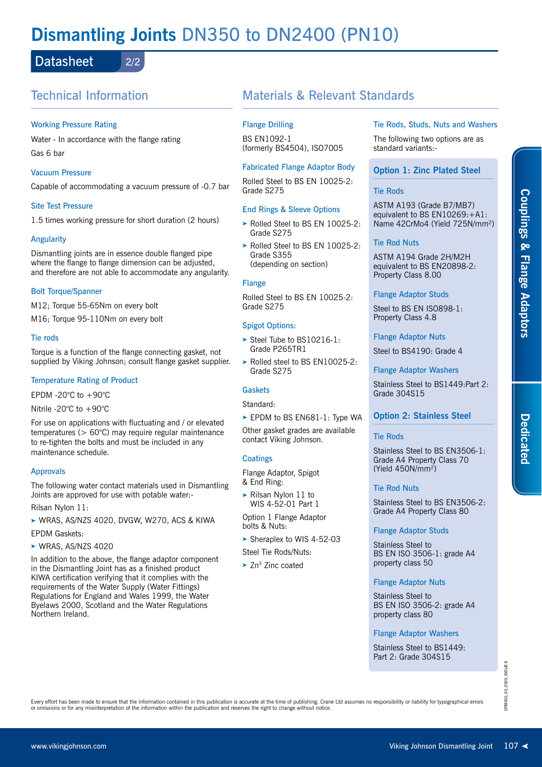# Dismantling Joints DN350 to DN2400 (PN10)

## Datasheet 2/2

## Technical Information

### Working Pressure Rating

Water - In accordance with the flange rating

Gas 6 bar

### Vacuum Pressure

Capable of accommodating a vacuum pressure of -0.7 bar

### Site Test Pressure

1.5 times working pressure for short duration (2 hours)

### Angularity

Dismantling joints are in essence double flanged pipe where the flange to flange dimension can be adjusted, and therefore are not able to accommodate any angularity.

### Bolt Torque/Spanner

M12; Torque 55-65Nm on every bolt

M16; Torque 95-110Nm on every bolt

### Tie rods

Torque is a function of the flange connecting gasket, not supplied by Viking Johnson; consult flange gasket supplier.

### Temperature Rating of Product

EPDM -20°C to +90°C

Nitrile -20°C to +90°C

For use on applications with fluctuating and / or elevated temperatures (> 60°C) may require regular maintenance to re-tighten the bolts and must be included in any maintenance schedule.

### Approvals

The following water contact materials used in Dismantling Joints are approved for use with potable water:-

Rilsan Nylon 11:

- WRAS, AS/NZS 4020, DVGW, W270, ACS & KIWA

EPDM Gaskets:

- WRAS, AS/NZS 4020

In addition to the above, the flange adaptor component in the Dismantling Joint has as a finished product KIWA certification verifying that it complies with the requirements of the Water Supply (Water Fittings) Regulations for England and Wales 1999, the Water Byelaws 2000, Scotland and the Water Regulations Northern Ireland.

## Materials & Relevant Standards

### Flange Drilling

BS EN1092-1
(formerly BS4504), ISO7005

### Fabricated Flange Adaptor Body

Rolled Steel to BS EN 10025-2: Grade S275

### End Rings & Sleeve Options

- Rolled Steel to BS EN 10025-2: Grade S275
- Rolled Steel to BS EN 10025-2: Grade S355 (depending on section)

### Flange

Rolled Steel to BS EN 10025-2: Grade S275

### Spigot Options:

- Steel Tube to BS10216-1: Grade P265TR1
- Rolled steel to BS EN10025-2: Grade S275

### Gaskets

Standard:

- EPDM to BS EN681-1: Type WA

Other gasket grades are available contact Viking Johnson.

### Coatings

Flange Adaptor, Spigot & End Ring:

- Rilsan Nylon 11 to WIS 4-52-01 Part 1

Option 1 Flange Adaptor bolts & Nuts:

- Sheraplex to WIS 4-52-03

Steel Tie Rods/Nuts:

- Zn$^3$ Zinc coated

### Tie Rods, Studs, Nuts and Washers

The following two options are as standard variants:-

#### Option 1: Zinc Plated Steel

**Tie Rods**

ASTM A193 (Grade B7/MB7) equivalent to BS EN10269:+A1: Name 42CrMo4 (Yield 725N/mm$^2$)

**Tie Rod Nuts**

ASTM A194 Grade 2H/M2H equivalent to BS EN20898-2: Property Class 8.00

**Flange Adaptor Studs**

Steel to BS EN ISO898-1: Property Class 4.8

**Flange Adaptor Nuts**

Steel to BS4190: Grade 4

**Flange Adaptor Washers**

Stainless Steel to BS1449:Part 2: Grade 304S15

#### Option 2: Stainless Steel

**Tie Rods**

Stainless Steel to BS EN3506-1: Grade A4 Property Class 70 (Yield 450N/mm$^2$)

**Tie Rod Nuts**

Stainless Steel to BS EN3506-2: Grade A4 Property Class 80

**Flange Adaptor Studs**

Stainless Steel to BS EN ISO 3506-1: grade A4 property class 50

**Flange Adaptor Nuts**

Stainless Steel to BS EN ISO 3506-2: grade A4 property class 80

**Flange Adaptor Washers**

Stainless Steel to BS1449: Part 2: Grade 304S15

Every effort has been made to ensure that the information contained in this publication is accurate at the time of publishing. Crane Ltd assumes no responsibility or liability for typographical errors or omissions or for any misinterpretation of the information within the publication and reserves the right to change without notice.